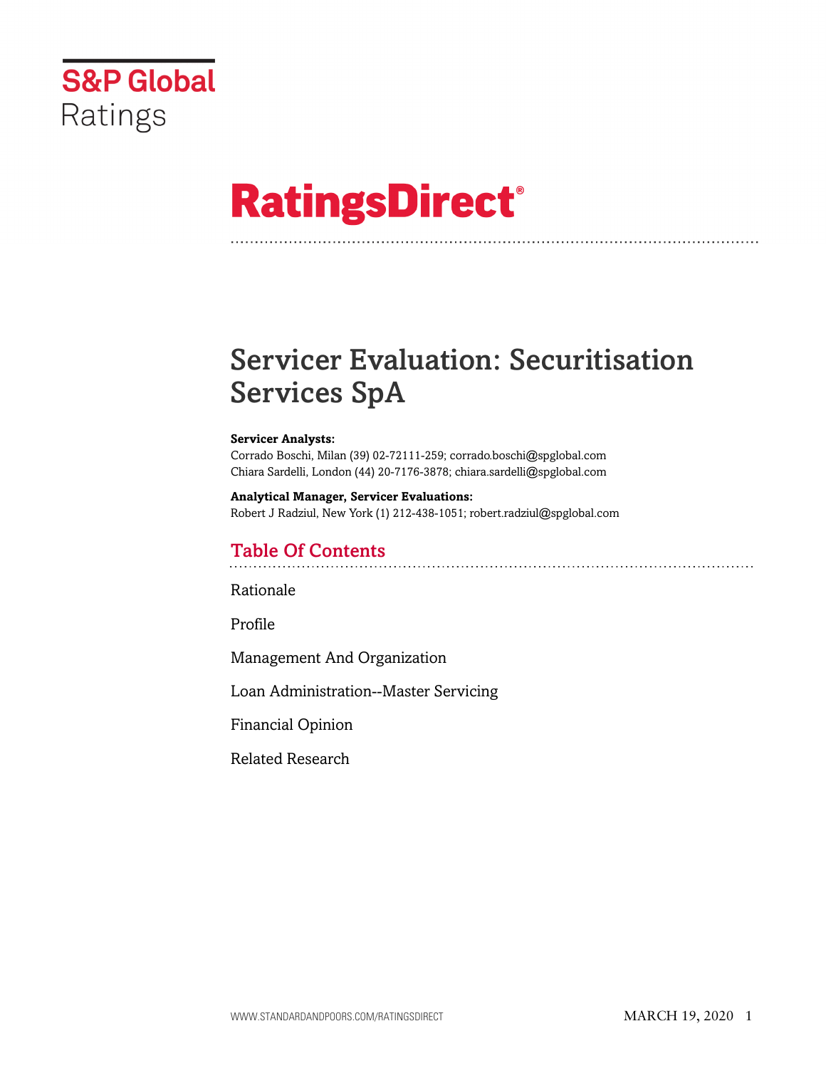S&P Global Ratings

# RatingsDirect®

# Servicer Evaluation: Securitisation Services SpA

**Servicer Analysts:**
Corrado Boschi, Milan (39) 02-72111-259; corrado.boschi@spglobal.com
Chiara Sardelli, London (44) 20-7176-3878; chiara.sardelli@spglobal.com

**Analytical Manager, Servicer Evaluations:**
Robert J Radziul, New York (1) 212-438-1051; robert.radziul@spglobal.com

## Table Of Contents

Rationale

Profile

Management And Organization

Loan Administration--Master Servicing

Financial Opinion

Related Research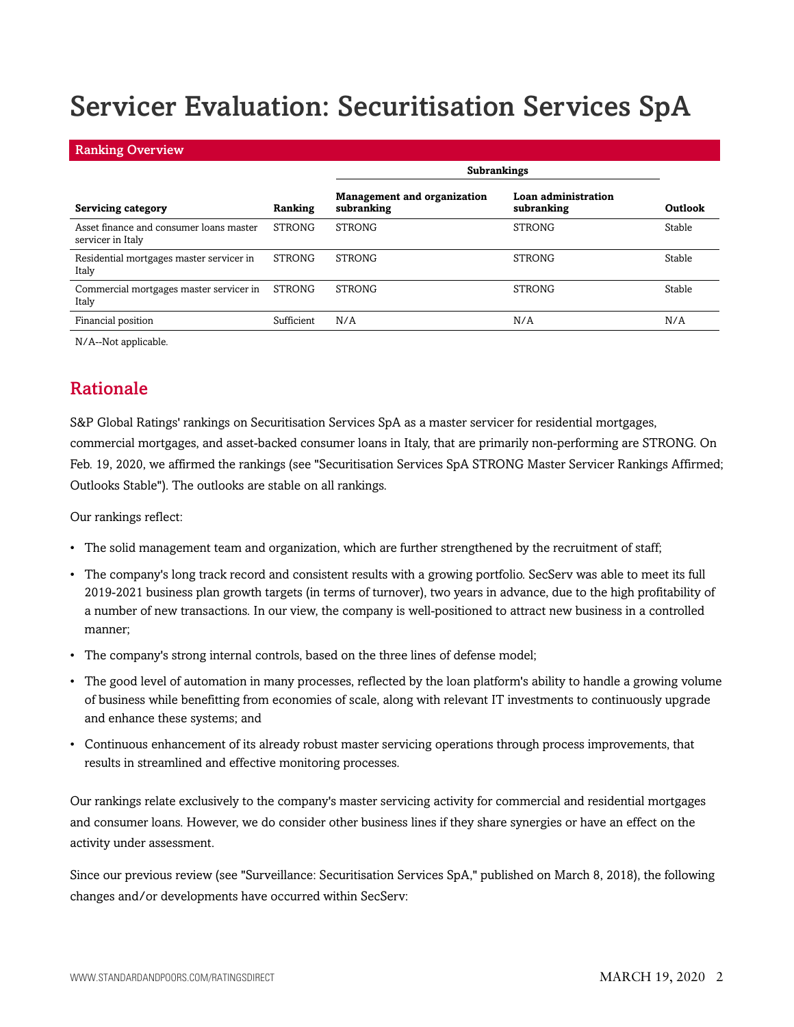# Servicer Evaluation: Securitisation Services SpA

## Ranking Overview

| Servicing category | Ranking | Subrankings: Management and organization subranking | Subrankings: Loan administration subranking | Outlook |
|---|---|---|---|---|
| Asset finance and consumer loans master servicer in Italy | STRONG | STRONG | STRONG | Stable |
| Residential mortgages master servicer in Italy | STRONG | STRONG | STRONG | Stable |
| Commercial mortgages master servicer in Italy | STRONG | STRONG | STRONG | Stable |
| Financial position | Sufficient | N/A | N/A | N/A |

N/A--Not applicable.

## Rationale

S&P Global Ratings' rankings on Securitisation Services SpA as a master servicer for residential mortgages, commercial mortgages, and asset-backed consumer loans in Italy, that are primarily non-performing are STRONG. On Feb. 19, 2020, we affirmed the rankings (see "Securitisation Services SpA STRONG Master Servicer Rankings Affirmed; Outlooks Stable"). The outlooks are stable on all rankings.

Our rankings reflect:

- The solid management team and organization, which are further strengthened by the recruitment of staff;
- The company's long track record and consistent results with a growing portfolio. SecServ was able to meet its full 2019-2021 business plan growth targets (in terms of turnover), two years in advance, due to the high profitability of a number of new transactions. In our view, the company is well-positioned to attract new business in a controlled manner;
- The company's strong internal controls, based on the three lines of defense model;
- The good level of automation in many processes, reflected by the loan platform's ability to handle a growing volume of business while benefitting from economies of scale, along with relevant IT investments to continuously upgrade and enhance these systems; and
- Continuous enhancement of its already robust master servicing operations through process improvements, that results in streamlined and effective monitoring processes.

Our rankings relate exclusively to the company's master servicing activity for commercial and residential mortgages and consumer loans. However, we do consider other business lines if they share synergies or have an effect on the activity under assessment.

Since our previous review (see "Surveillance: Securitisation Services SpA," published on March 8, 2018), the following changes and/or developments have occurred within SecServ: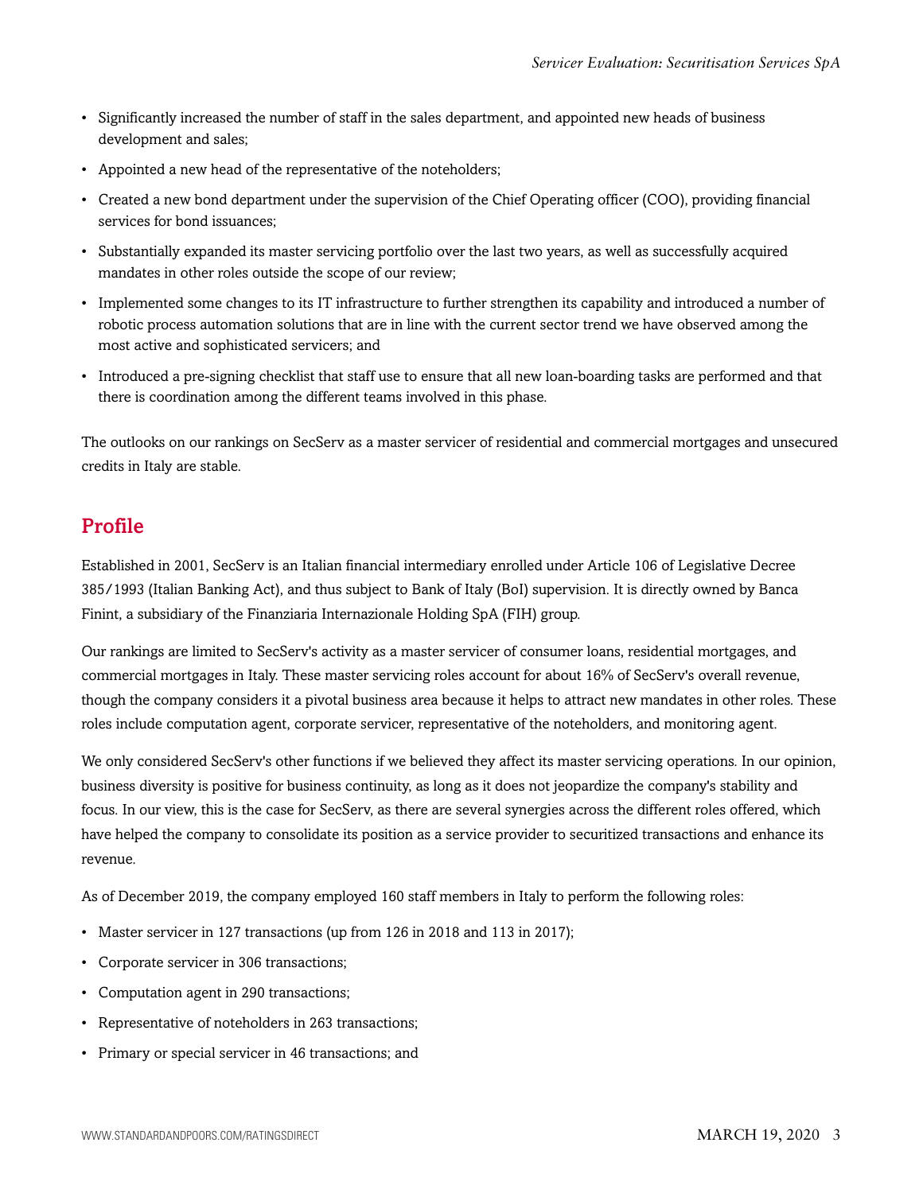- Significantly increased the number of staff in the sales department, and appointed new heads of business development and sales;
- Appointed a new head of the representative of the noteholders;
- Created a new bond department under the supervision of the Chief Operating officer (COO), providing financial services for bond issuances;
- Substantially expanded its master servicing portfolio over the last two years, as well as successfully acquired mandates in other roles outside the scope of our review;
- Implemented some changes to its IT infrastructure to further strengthen its capability and introduced a number of robotic process automation solutions that are in line with the current sector trend we have observed among the most active and sophisticated servicers; and
- Introduced a pre-signing checklist that staff use to ensure that all new loan-boarding tasks are performed and that there is coordination among the different teams involved in this phase.

The outlooks on our rankings on SecServ as a master servicer of residential and commercial mortgages and unsecured credits in Italy are stable.

## Profile

Established in 2001, SecServ is an Italian financial intermediary enrolled under Article 106 of Legislative Decree 385/1993 (Italian Banking Act), and thus subject to Bank of Italy (BoI) supervision. It is directly owned by Banca Finint, a subsidiary of the Finanziaria Internazionale Holding SpA (FIH) group.

Our rankings are limited to SecServ's activity as a master servicer of consumer loans, residential mortgages, and commercial mortgages in Italy. These master servicing roles account for about 16% of SecServ's overall revenue, though the company considers it a pivotal business area because it helps to attract new mandates in other roles. These roles include computation agent, corporate servicer, representative of the noteholders, and monitoring agent.

We only considered SecServ's other functions if we believed they affect its master servicing operations. In our opinion, business diversity is positive for business continuity, as long as it does not jeopardize the company's stability and focus. In our view, this is the case for SecServ, as there are several synergies across the different roles offered, which have helped the company to consolidate its position as a service provider to securitized transactions and enhance its revenue.

As of December 2019, the company employed 160 staff members in Italy to perform the following roles:

- Master servicer in 127 transactions (up from 126 in 2018 and 113 in 2017);
- Corporate servicer in 306 transactions;
- Computation agent in 290 transactions;
- Representative of noteholders in 263 transactions;
- Primary or special servicer in 46 transactions; and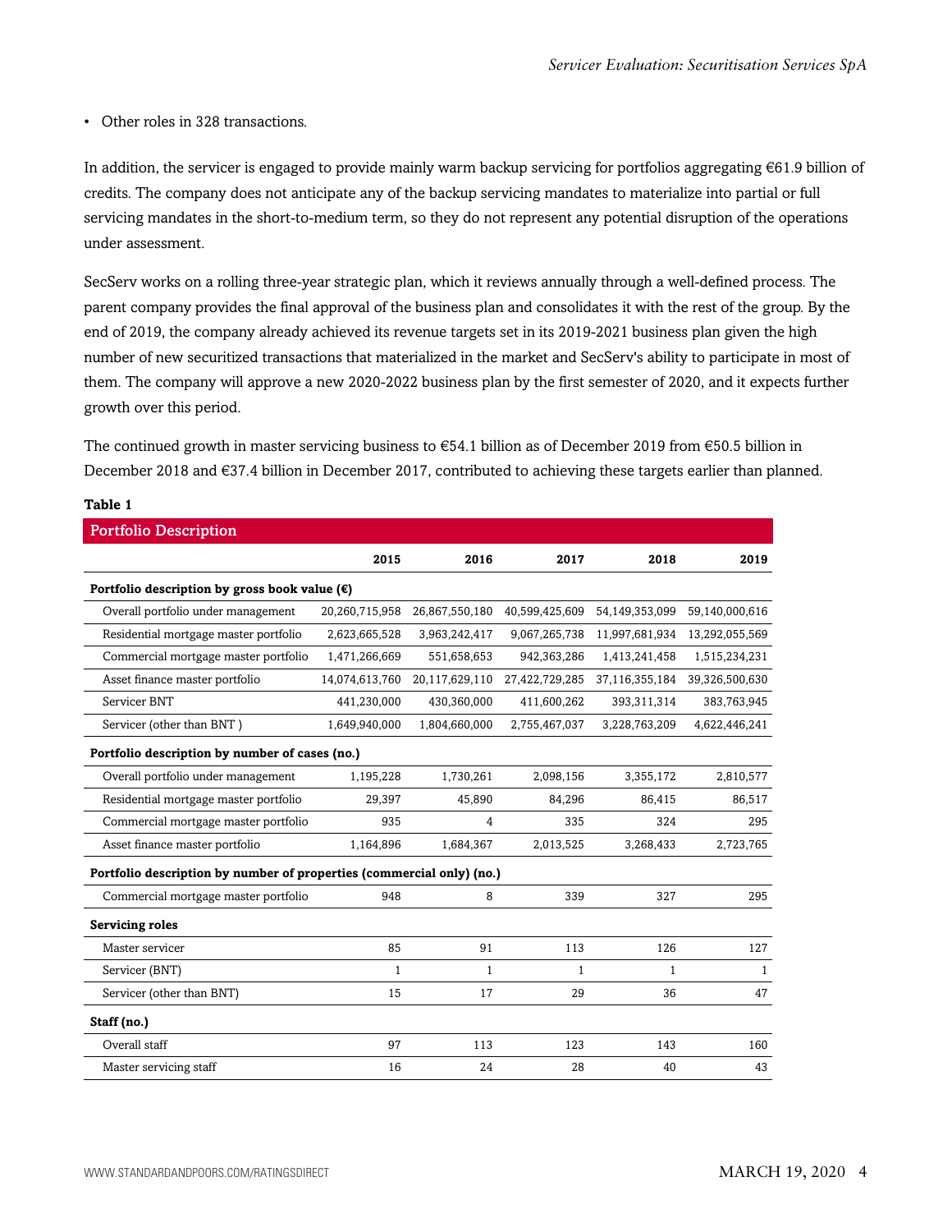- Other roles in 328 transactions.

In addition, the servicer is engaged to provide mainly warm backup servicing for portfolios aggregating €61.9 billion of credits. The company does not anticipate any of the backup servicing mandates to materialize into partial or full servicing mandates in the short-to-medium term, so they do not represent any potential disruption of the operations under assessment.

SecServ works on a rolling three-year strategic plan, which it reviews annually through a well-defined process. The parent company provides the final approval of the business plan and consolidates it with the rest of the group. By the end of 2019, the company already achieved its revenue targets set in its 2019-2021 business plan given the high number of new securitized transactions that materialized in the market and SecServ's ability to participate in most of them. The company will approve a new 2020-2022 business plan by the first semester of 2020, and it expects further growth over this period.

The continued growth in master servicing business to €54.1 billion as of December 2019 from €50.5 billion in December 2018 and €37.4 billion in December 2017, contributed to achieving these targets earlier than planned.

**Table 1**

**Portfolio Description**

| | 2015 | 2016 | 2017 | 2018 | 2019 |
|---|---|---|---|---|---|
| **Portfolio description by gross book value (€)** | | | | | |
| Overall portfolio under management | 20,260,715,958 | 26,867,550,180 | 40,599,425,609 | 54,149,353,099 | 59,140,000,616 |
| Residential mortgage master portfolio | 2,623,665,528 | 3,963,242,417 | 9,067,265,738 | 11,997,681,934 | 13,292,055,569 |
| Commercial mortgage master portfolio | 1,471,266,669 | 551,658,653 | 942,363,286 | 1,413,241,458 | 1,515,234,231 |
| Asset finance master portfolio | 14,074,613,760 | 20,117,629,110 | 27,422,729,285 | 37,116,355,184 | 39,326,500,630 |
| Servicer BNT | 441,230,000 | 430,360,000 | 411,600,262 | 393,311,314 | 383,763,945 |
| Servicer (other than BNT ) | 1,649,940,000 | 1,804,660,000 | 2,755,467,037 | 3,228,763,209 | 4,622,446,241 |
| **Portfolio description by number of cases (no.)** | | | | | |
| Overall portfolio under management | 1,195,228 | 1,730,261 | 2,098,156 | 3,355,172 | 2,810,577 |
| Residential mortgage master portfolio | 29,397 | 45,890 | 84,296 | 86,415 | 86,517 |
| Commercial mortgage master portfolio | 935 | 4 | 335 | 324 | 295 |
| Asset finance master portfolio | 1,164,896 | 1,684,367 | 2,013,525 | 3,268,433 | 2,723,765 |
| **Portfolio description by number of properties (commercial only) (no.)** | | | | | |
| Commercial mortgage master portfolio | 948 | 8 | 339 | 327 | 295 |
| **Servicing roles** | | | | | |
| Master servicer | 85 | 91 | 113 | 126 | 127 |
| Servicer (BNT) | 1 | 1 | 1 | 1 | 1 |
| Servicer (other than BNT) | 15 | 17 | 29 | 36 | 47 |
| **Staff (no.)** | | | | | |
| Overall staff | 97 | 113 | 123 | 143 | 160 |
| Master servicing staff | 16 | 24 | 28 | 40 | 43 |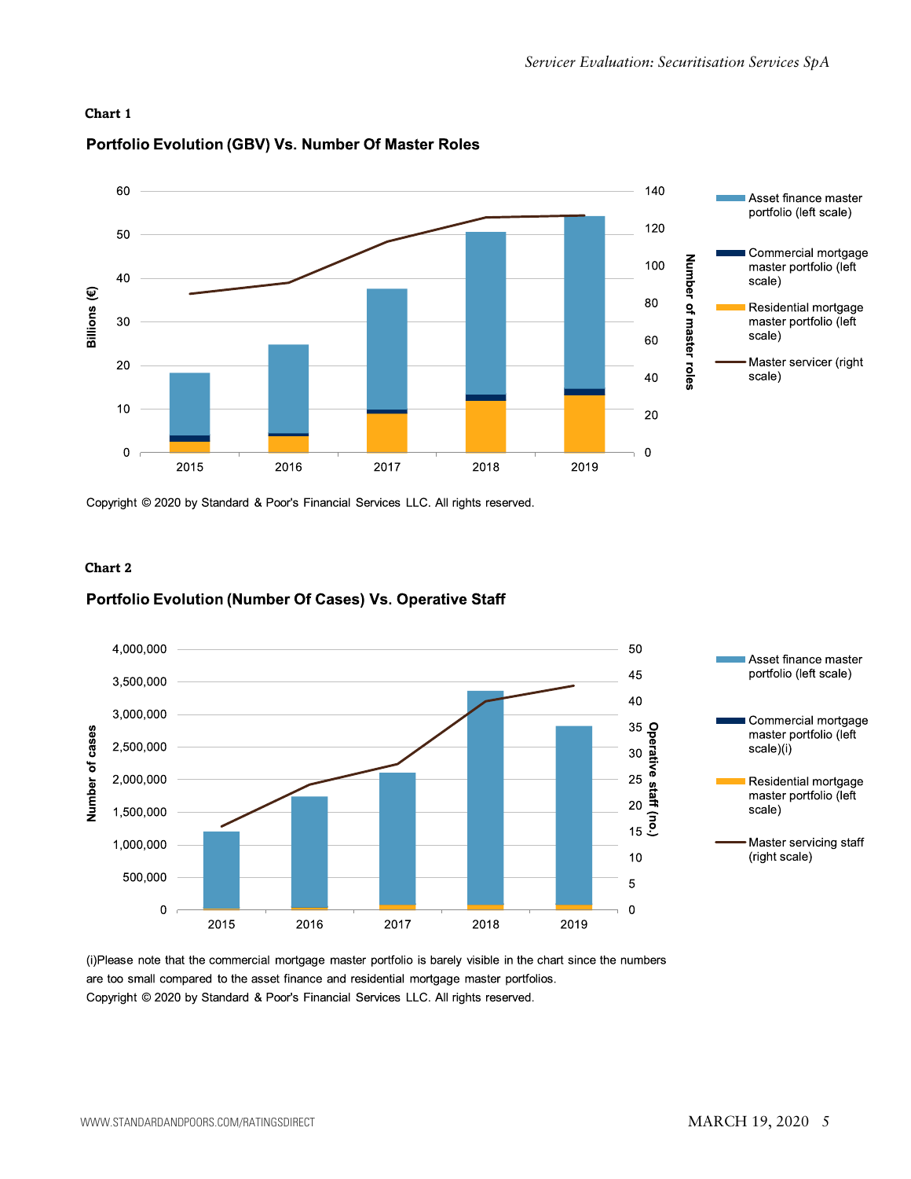**Chart 1**

**Portfolio Evolution (GBV) Vs. Number Of Master Roles**

Copyright © 2020 by Standard & Poor's Financial Services LLC. All rights reserved.

**Chart 2**

**Portfolio Evolution (Number Of Cases) Vs. Operative Staff**

(i)Please note that the commercial mortgage master portfolio is barely visible in the chart since the numbers are too small compared to the asset finance and residential mortgage master portfolios.

Copyright © 2020 by Standard & Poor's Financial Services LLC. All rights reserved.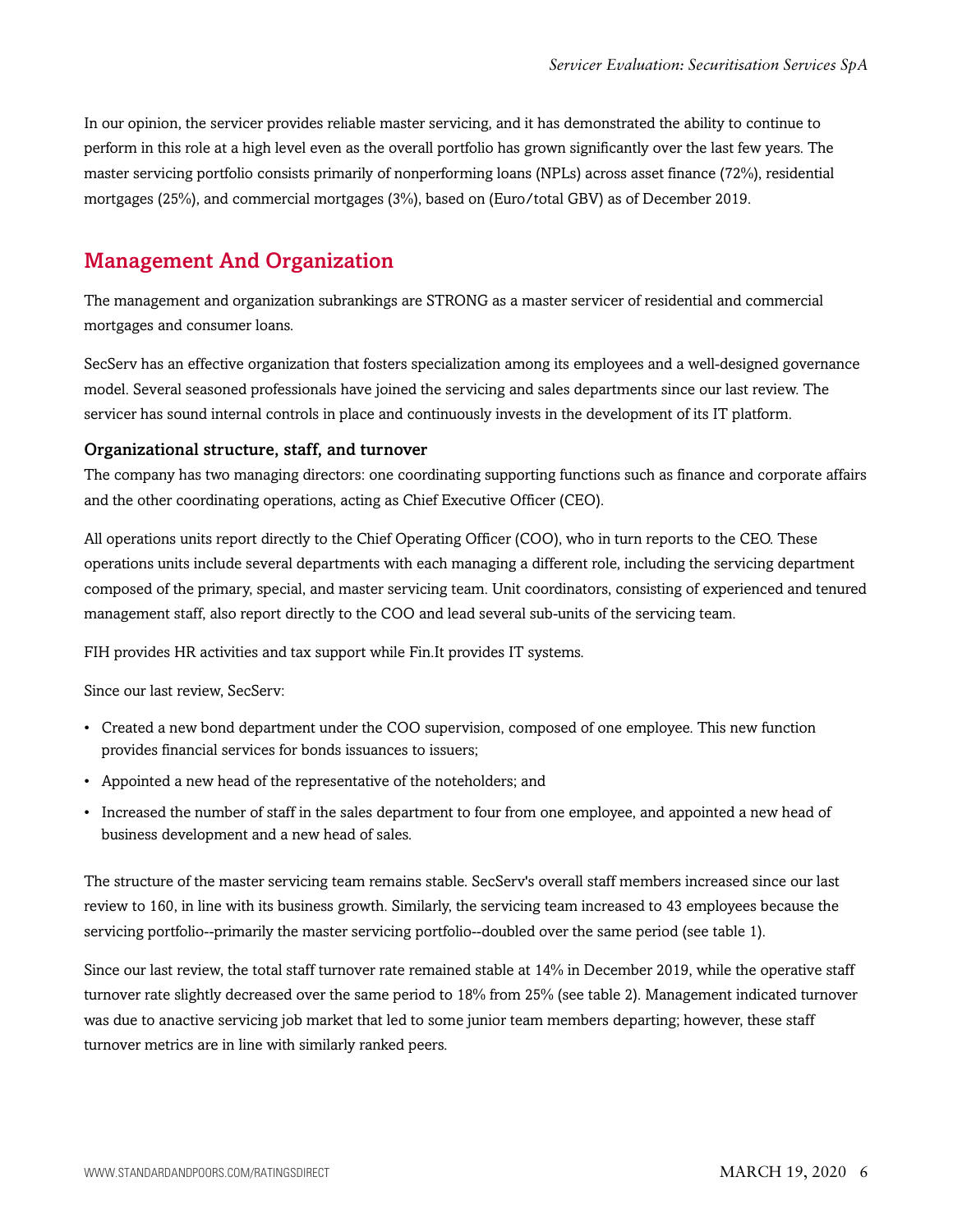In our opinion, the servicer provides reliable master servicing, and it has demonstrated the ability to continue to perform in this role at a high level even as the overall portfolio has grown significantly over the last few years. The master servicing portfolio consists primarily of nonperforming loans (NPLs) across asset finance (72%), residential mortgages (25%), and commercial mortgages (3%), based on (Euro/total GBV) as of December 2019.

## Management And Organization

The management and organization subrankings are STRONG as a master servicer of residential and commercial mortgages and consumer loans.

SecServ has an effective organization that fosters specialization among its employees and a well-designed governance model. Several seasoned professionals have joined the servicing and sales departments since our last review. The servicer has sound internal controls in place and continuously invests in the development of its IT platform.

### Organizational structure, staff, and turnover

The company has two managing directors: one coordinating supporting functions such as finance and corporate affairs and the other coordinating operations, acting as Chief Executive Officer (CEO).

All operations units report directly to the Chief Operating Officer (COO), who in turn reports to the CEO. These operations units include several departments with each managing a different role, including the servicing department composed of the primary, special, and master servicing team. Unit coordinators, consisting of experienced and tenured management staff, also report directly to the COO and lead several sub-units of the servicing team.

FIH provides HR activities and tax support while Fin.It provides IT systems.

Since our last review, SecServ:

- Created a new bond department under the COO supervision, composed of one employee. This new function provides financial services for bonds issuances to issuers;
- Appointed a new head of the representative of the noteholders; and
- Increased the number of staff in the sales department to four from one employee, and appointed a new head of business development and a new head of sales.

The structure of the master servicing team remains stable. SecServ's overall staff members increased since our last review to 160, in line with its business growth. Similarly, the servicing team increased to 43 employees because the servicing portfolio--primarily the master servicing portfolio--doubled over the same period (see table 1).

Since our last review, the total staff turnover rate remained stable at 14% in December 2019, while the operative staff turnover rate slightly decreased over the same period to 18% from 25% (see table 2). Management indicated turnover was due to anactive servicing job market that led to some junior team members departing; however, these staff turnover metrics are in line with similarly ranked peers.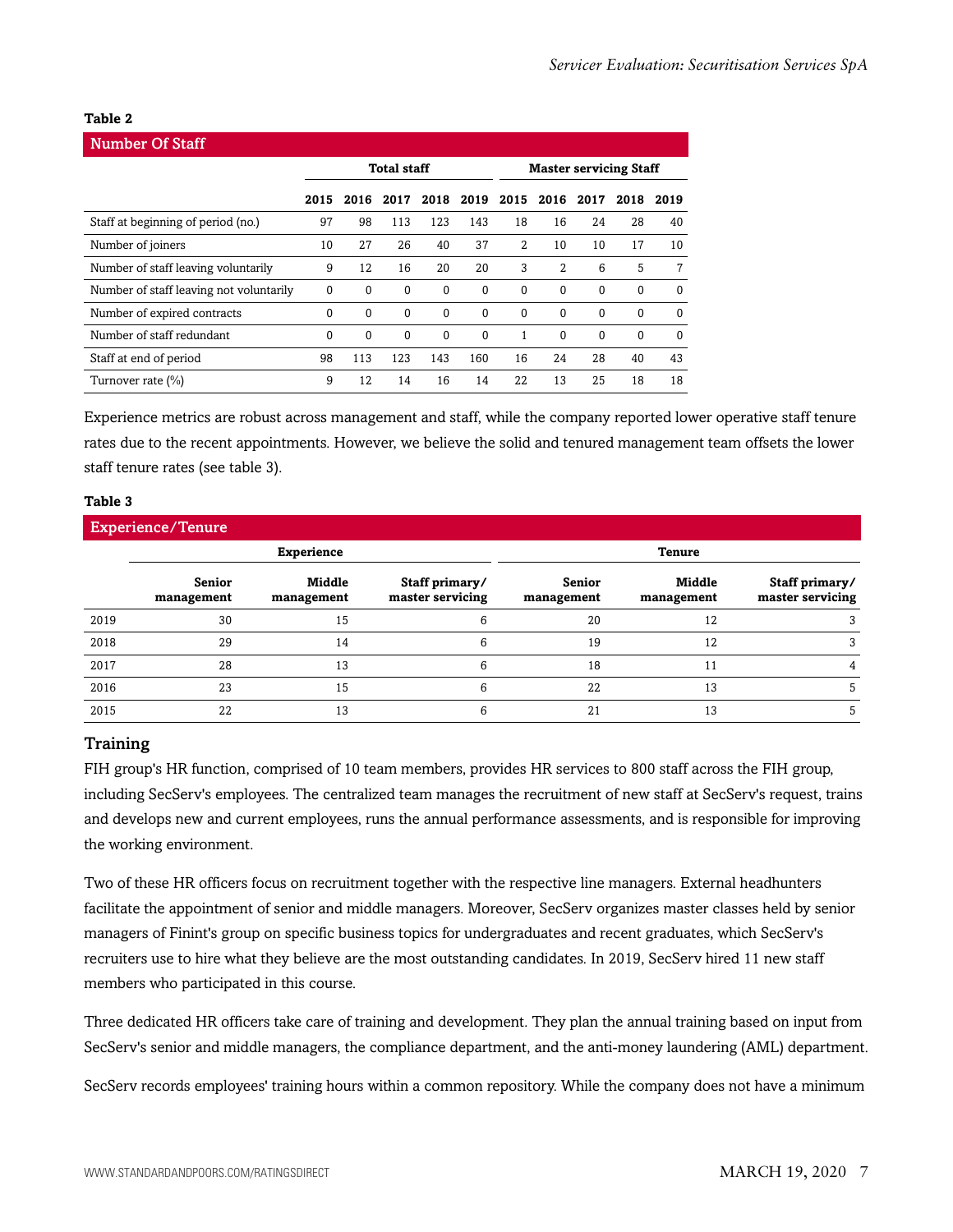**Table 2**

Number Of Staff

| | Total staff | | | | | Master servicing Staff | | | | |
|---|---|---|---|---|---|---|---|---|---|---|
| | 2015 | 2016 | 2017 | 2018 | 2019 | 2015 | 2016 | 2017 | 2018 | 2019 |
| Staff at beginning of period (no.) | 97 | 98 | 113 | 123 | 143 | 18 | 16 | 24 | 28 | 40 |
| Number of joiners | 10 | 27 | 26 | 40 | 37 | 2 | 10 | 10 | 17 | 10 |
| Number of staff leaving voluntarily | 9 | 12 | 16 | 20 | 20 | 3 | 2 | 6 | 5 | 7 |
| Number of staff leaving not voluntarily | 0 | 0 | 0 | 0 | 0 | 0 | 0 | 0 | 0 | 0 |
| Number of expired contracts | 0 | 0 | 0 | 0 | 0 | 0 | 0 | 0 | 0 | 0 |
| Number of staff redundant | 0 | 0 | 0 | 0 | 0 | 1 | 0 | 0 | 0 | 0 |
| Staff at end of period | 98 | 113 | 123 | 143 | 160 | 16 | 24 | 28 | 40 | 43 |
| Turnover rate (%) | 9 | 12 | 14 | 16 | 14 | 22 | 13 | 25 | 18 | 18 |

Experience metrics are robust across management and staff, while the company reported lower operative staff tenure rates due to the recent appointments. However, we believe the solid and tenured management team offsets the lower staff tenure rates (see table 3).

**Table 3**

Experience/Tenure

| | Experience | | | Tenure | | |
|---|---|---|---|---|---|---|
| | Senior management | Middle management | Staff primary/ master servicing | Senior management | Middle management | Staff primary/ master servicing |
| 2019 | 30 | 15 | 6 | 20 | 12 | 3 |
| 2018 | 29 | 14 | 6 | 19 | 12 | 3 |
| 2017 | 28 | 13 | 6 | 18 | 11 | 4 |
| 2016 | 23 | 15 | 6 | 22 | 13 | 5 |
| 2015 | 22 | 13 | 6 | 21 | 13 | 5 |

## Training

FIH group's HR function, comprised of 10 team members, provides HR services to 800 staff across the FIH group, including SecServ's employees. The centralized team manages the recruitment of new staff at SecServ's request, trains and develops new and current employees, runs the annual performance assessments, and is responsible for improving the working environment.

Two of these HR officers focus on recruitment together with the respective line managers. External headhunters facilitate the appointment of senior and middle managers. Moreover, SecServ organizes master classes held by senior managers of Finint's group on specific business topics for undergraduates and recent graduates, which SecServ's recruiters use to hire what they believe are the most outstanding candidates. In 2019, SecServ hired 11 new staff members who participated in this course.

Three dedicated HR officers take care of training and development. They plan the annual training based on input from SecServ's senior and middle managers, the compliance department, and the anti-money laundering (AML) department.

SecServ records employees' training hours within a common repository. While the company does not have a minimum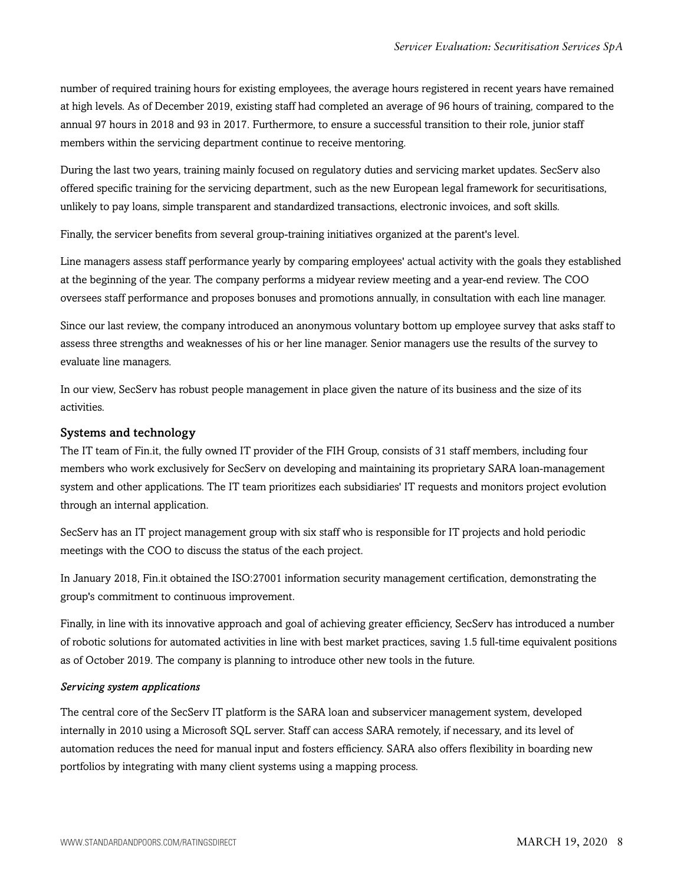number of required training hours for existing employees, the average hours registered in recent years have remained at high levels. As of December 2019, existing staff had completed an average of 96 hours of training, compared to the annual 97 hours in 2018 and 93 in 2017. Furthermore, to ensure a successful transition to their role, junior staff members within the servicing department continue to receive mentoring.

During the last two years, training mainly focused on regulatory duties and servicing market updates. SecServ also offered specific training for the servicing department, such as the new European legal framework for securitisations, unlikely to pay loans, simple transparent and standardized transactions, electronic invoices, and soft skills.

Finally, the servicer benefits from several group-training initiatives organized at the parent's level.

Line managers assess staff performance yearly by comparing employees' actual activity with the goals they established at the beginning of the year. The company performs a midyear review meeting and a year-end review. The COO oversees staff performance and proposes bonuses and promotions annually, in consultation with each line manager.

Since our last review, the company introduced an anonymous voluntary bottom up employee survey that asks staff to assess three strengths and weaknesses of his or her line manager. Senior managers use the results of the survey to evaluate line managers.

In our view, SecServ has robust people management in place given the nature of its business and the size of its activities.

## Systems and technology

The IT team of Fin.it, the fully owned IT provider of the FIH Group, consists of 31 staff members, including four members who work exclusively for SecServ on developing and maintaining its proprietary SARA loan-management system and other applications. The IT team prioritizes each subsidiaries' IT requests and monitors project evolution through an internal application.

SecServ has an IT project management group with six staff who is responsible for IT projects and hold periodic meetings with the COO to discuss the status of the each project.

In January 2018, Fin.it obtained the ISO:27001 information security management certification, demonstrating the group's commitment to continuous improvement.

Finally, in line with its innovative approach and goal of achieving greater efficiency, SecServ has introduced a number of robotic solutions for automated activities in line with best market practices, saving 1.5 full-time equivalent positions as of October 2019. The company is planning to introduce other new tools in the future.

### *Servicing system applications*

The central core of the SecServ IT platform is the SARA loan and subservicer management system, developed internally in 2010 using a Microsoft SQL server. Staff can access SARA remotely, if necessary, and its level of automation reduces the need for manual input and fosters efficiency. SARA also offers flexibility in boarding new portfolios by integrating with many client systems using a mapping process.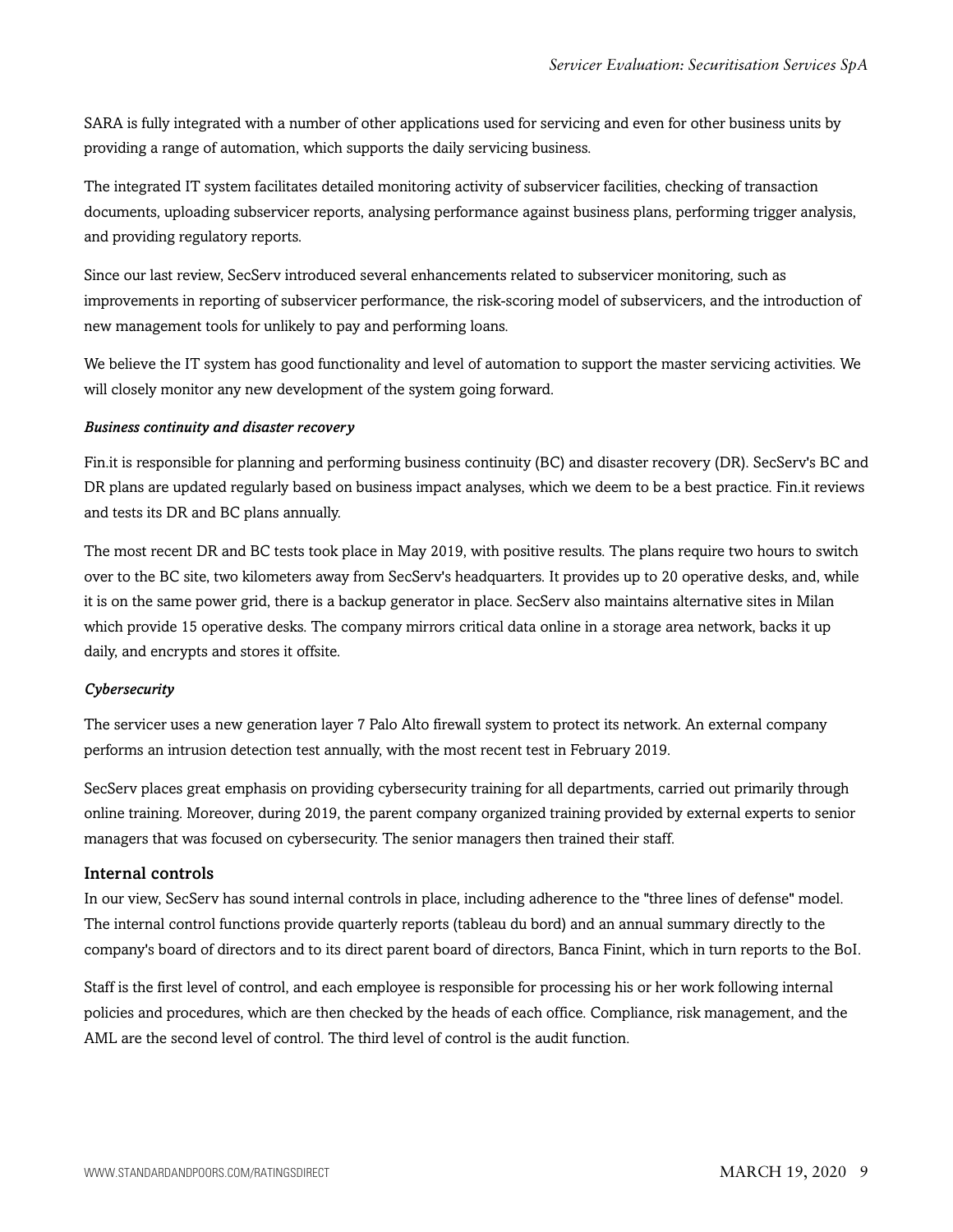SARA is fully integrated with a number of other applications used for servicing and even for other business units by providing a range of automation, which supports the daily servicing business.

The integrated IT system facilitates detailed monitoring activity of subservicer facilities, checking of transaction documents, uploading subservicer reports, analysing performance against business plans, performing trigger analysis, and providing regulatory reports.

Since our last review, SecServ introduced several enhancements related to subservicer monitoring, such as improvements in reporting of subservicer performance, the risk-scoring model of subservicers, and the introduction of new management tools for unlikely to pay and performing loans.

We believe the IT system has good functionality and level of automation to support the master servicing activities. We will closely monitor any new development of the system going forward.

***Business continuity and disaster recovery***

Fin.it is responsible for planning and performing business continuity (BC) and disaster recovery (DR). SecServ's BC and DR plans are updated regularly based on business impact analyses, which we deem to be a best practice. Fin.it reviews and tests its DR and BC plans annually.

The most recent DR and BC tests took place in May 2019, with positive results. The plans require two hours to switch over to the BC site, two kilometers away from SecServ's headquarters. It provides up to 20 operative desks, and, while it is on the same power grid, there is a backup generator in place. SecServ also maintains alternative sites in Milan which provide 15 operative desks. The company mirrors critical data online in a storage area network, backs it up daily, and encrypts and stores it offsite.

***Cybersecurity***

The servicer uses a new generation layer 7 Palo Alto firewall system to protect its network. An external company performs an intrusion detection test annually, with the most recent test in February 2019.

SecServ places great emphasis on providing cybersecurity training for all departments, carried out primarily through online training. Moreover, during 2019, the parent company organized training provided by external experts to senior managers that was focused on cybersecurity. The senior managers then trained their staff.

### Internal controls

In our view, SecServ has sound internal controls in place, including adherence to the "three lines of defense" model. The internal control functions provide quarterly reports (tableau du bord) and an annual summary directly to the company's board of directors and to its direct parent board of directors, Banca Finint, which in turn reports to the BoI.

Staff is the first level of control, and each employee is responsible for processing his or her work following internal policies and procedures, which are then checked by the heads of each office. Compliance, risk management, and the AML are the second level of control. The third level of control is the audit function.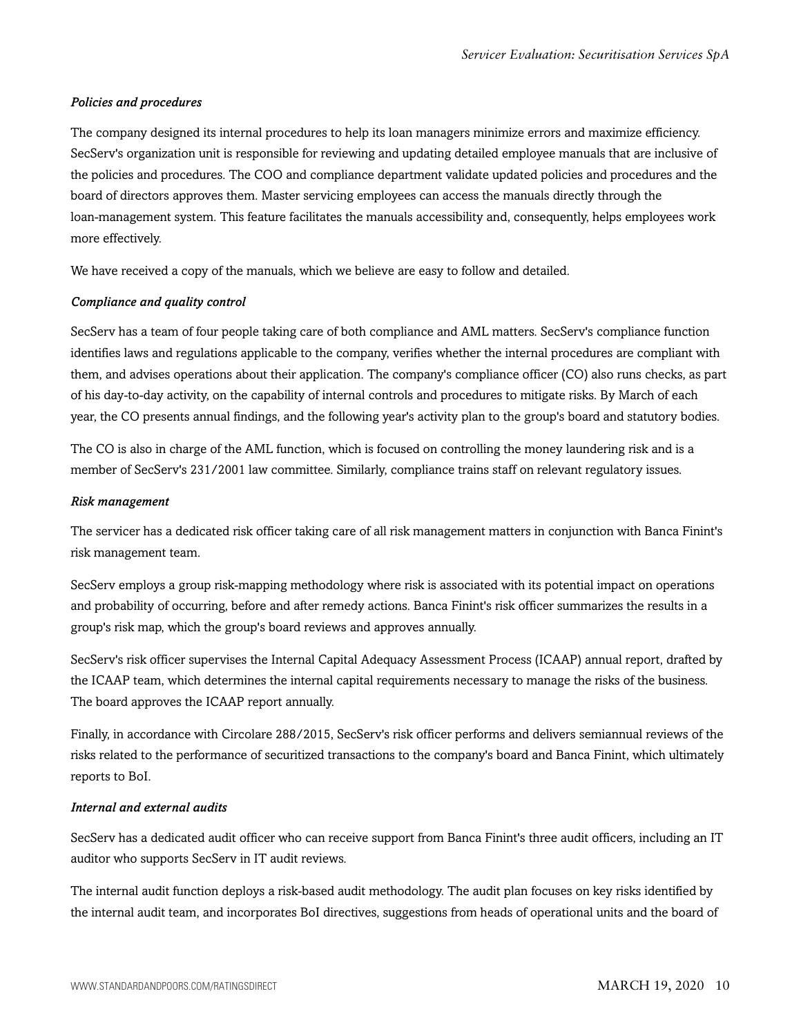*Policies and procedures*

The company designed its internal procedures to help its loan managers minimize errors and maximize efficiency. SecServ's organization unit is responsible for reviewing and updating detailed employee manuals that are inclusive of the policies and procedures. The COO and compliance department validate updated policies and procedures and the board of directors approves them. Master servicing employees can access the manuals directly through the loan-management system. This feature facilitates the manuals accessibility and, consequently, helps employees work more effectively.

We have received a copy of the manuals, which we believe are easy to follow and detailed.

*Compliance and quality control*

SecServ has a team of four people taking care of both compliance and AML matters. SecServ's compliance function identifies laws and regulations applicable to the company, verifies whether the internal procedures are compliant with them, and advises operations about their application. The company's compliance officer (CO) also runs checks, as part of his day-to-day activity, on the capability of internal controls and procedures to mitigate risks. By March of each year, the CO presents annual findings, and the following year's activity plan to the group's board and statutory bodies.

The CO is also in charge of the AML function, which is focused on controlling the money laundering risk and is a member of SecServ's 231/2001 law committee. Similarly, compliance trains staff on relevant regulatory issues.

*Risk management*

The servicer has a dedicated risk officer taking care of all risk management matters in conjunction with Banca Finint's risk management team.

SecServ employs a group risk-mapping methodology where risk is associated with its potential impact on operations and probability of occurring, before and after remedy actions. Banca Finint's risk officer summarizes the results in a group's risk map, which the group's board reviews and approves annually.

SecServ's risk officer supervises the Internal Capital Adequacy Assessment Process (ICAAP) annual report, drafted by the ICAAP team, which determines the internal capital requirements necessary to manage the risks of the business. The board approves the ICAAP report annually.

Finally, in accordance with Circolare 288/2015, SecServ's risk officer performs and delivers semiannual reviews of the risks related to the performance of securitized transactions to the company's board and Banca Finint, which ultimately reports to BoI.

*Internal and external audits*

SecServ has a dedicated audit officer who can receive support from Banca Finint's three audit officers, including an IT auditor who supports SecServ in IT audit reviews.

The internal audit function deploys a risk-based audit methodology. The audit plan focuses on key risks identified by the internal audit team, and incorporates BoI directives, suggestions from heads of operational units and the board of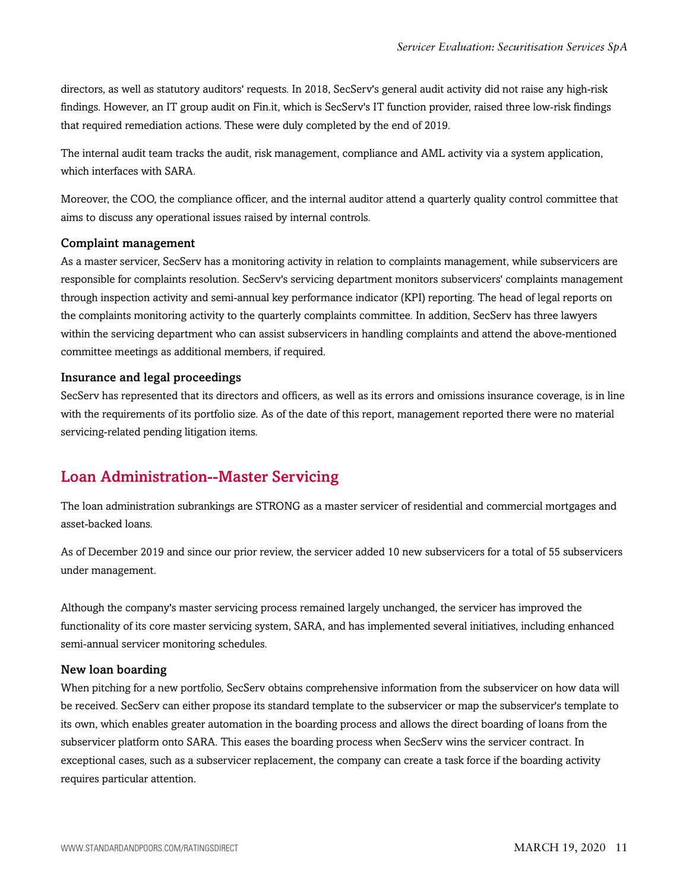directors, as well as statutory auditors' requests. In 2018, SecServ's general audit activity did not raise any high-risk findings. However, an IT group audit on Fin.it, which is SecServ's IT function provider, raised three low-risk findings that required remediation actions. These were duly completed by the end of 2019.

The internal audit team tracks the audit, risk management, compliance and AML activity via a system application, which interfaces with SARA.

Moreover, the COO, the compliance officer, and the internal auditor attend a quarterly quality control committee that aims to discuss any operational issues raised by internal controls.

### Complaint management

As a master servicer, SecServ has a monitoring activity in relation to complaints management, while subservicers are responsible for complaints resolution. SecServ's servicing department monitors subservicers' complaints management through inspection activity and semi-annual key performance indicator (KPI) reporting. The head of legal reports on the complaints monitoring activity to the quarterly complaints committee. In addition, SecServ has three lawyers within the servicing department who can assist subservicers in handling complaints and attend the above-mentioned committee meetings as additional members, if required.

### Insurance and legal proceedings

SecServ has represented that its directors and officers, as well as its errors and omissions insurance coverage, is in line with the requirements of its portfolio size. As of the date of this report, management reported there were no material servicing-related pending litigation items.

## Loan Administration--Master Servicing

The loan administration subrankings are STRONG as a master servicer of residential and commercial mortgages and asset-backed loans.

As of December 2019 and since our prior review, the servicer added 10 new subservicers for a total of 55 subservicers under management.

Although the company's master servicing process remained largely unchanged, the servicer has improved the functionality of its core master servicing system, SARA, and has implemented several initiatives, including enhanced semi-annual servicer monitoring schedules.

### New loan boarding

When pitching for a new portfolio, SecServ obtains comprehensive information from the subservicer on how data will be received. SecServ can either propose its standard template to the subservicer or map the subservicer's template to its own, which enables greater automation in the boarding process and allows the direct boarding of loans from the subservicer platform onto SARA. This eases the boarding process when SecServ wins the servicer contract. In exceptional cases, such as a subservicer replacement, the company can create a task force if the boarding activity requires particular attention.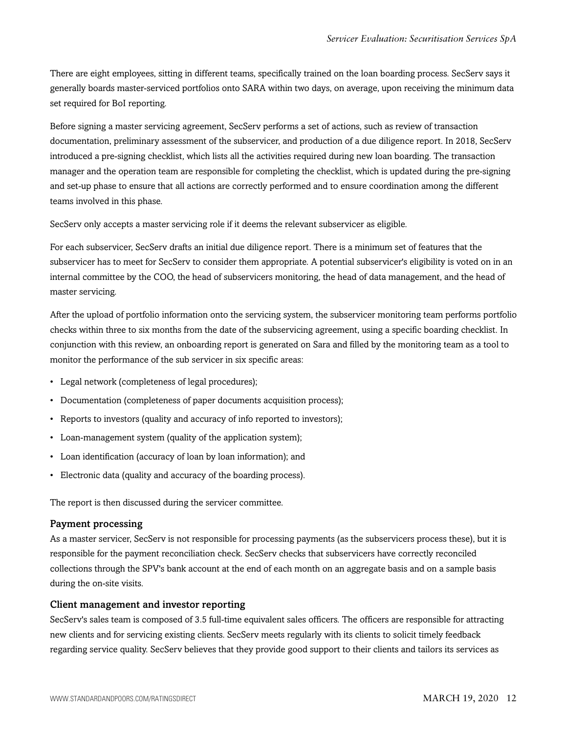There are eight employees, sitting in different teams, specifically trained on the loan boarding process. SecServ says it generally boards master-serviced portfolios onto SARA within two days, on average, upon receiving the minimum data set required for BoI reporting.

Before signing a master servicing agreement, SecServ performs a set of actions, such as review of transaction documentation, preliminary assessment of the subservicer, and production of a due diligence report. In 2018, SecServ introduced a pre-signing checklist, which lists all the activities required during new loan boarding. The transaction manager and the operation team are responsible for completing the checklist, which is updated during the pre-signing and set-up phase to ensure that all actions are correctly performed and to ensure coordination among the different teams involved in this phase.

SecServ only accepts a master servicing role if it deems the relevant subservicer as eligible.

For each subservicer, SecServ drafts an initial due diligence report. There is a minimum set of features that the subservicer has to meet for SecServ to consider them appropriate. A potential subservicer's eligibility is voted on in an internal committee by the COO, the head of subservicers monitoring, the head of data management, and the head of master servicing.

After the upload of portfolio information onto the servicing system, the subservicer monitoring team performs portfolio checks within three to six months from the date of the subservicing agreement, using a specific boarding checklist. In conjunction with this review, an onboarding report is generated on Sara and filled by the monitoring team as a tool to monitor the performance of the sub servicer in six specific areas:

- Legal network (completeness of legal procedures);
- Documentation (completeness of paper documents acquisition process);
- Reports to investors (quality and accuracy of info reported to investors);
- Loan-management system (quality of the application system);
- Loan identification (accuracy of loan by loan information); and
- Electronic data (quality and accuracy of the boarding process).

The report is then discussed during the servicer committee.

### Payment processing

As a master servicer, SecServ is not responsible for processing payments (as the subservicers process these), but it is responsible for the payment reconciliation check. SecServ checks that subservicers have correctly reconciled collections through the SPV's bank account at the end of each month on an aggregate basis and on a sample basis during the on-site visits.

### Client management and investor reporting

SecServ's sales team is composed of 3.5 full-time equivalent sales officers. The officers are responsible for attracting new clients and for servicing existing clients. SecServ meets regularly with its clients to solicit timely feedback regarding service quality. SecServ believes that they provide good support to their clients and tailors its services as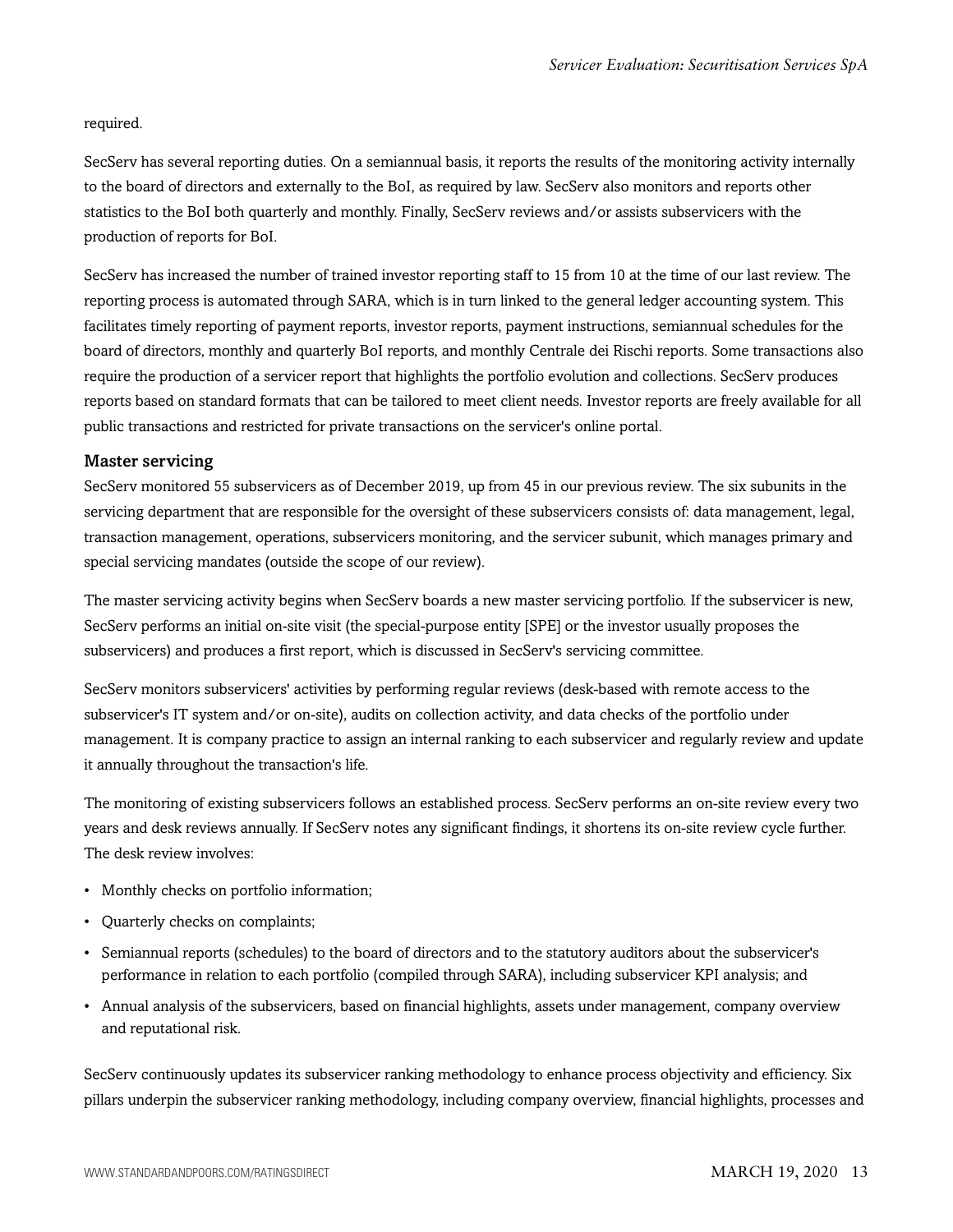required.

SecServ has several reporting duties. On a semiannual basis, it reports the results of the monitoring activity internally to the board of directors and externally to the BoI, as required by law. SecServ also monitors and reports other statistics to the BoI both quarterly and monthly. Finally, SecServ reviews and/or assists subservicers with the production of reports for BoI.

SecServ has increased the number of trained investor reporting staff to 15 from 10 at the time of our last review. The reporting process is automated through SARA, which is in turn linked to the general ledger accounting system. This facilitates timely reporting of payment reports, investor reports, payment instructions, semiannual schedules for the board of directors, monthly and quarterly BoI reports, and monthly Centrale dei Rischi reports. Some transactions also require the production of a servicer report that highlights the portfolio evolution and collections. SecServ produces reports based on standard formats that can be tailored to meet client needs. Investor reports are freely available for all public transactions and restricted for private transactions on the servicer's online portal.

### Master servicing

SecServ monitored 55 subservicers as of December 2019, up from 45 in our previous review. The six subunits in the servicing department that are responsible for the oversight of these subservicers consists of: data management, legal, transaction management, operations, subservicers monitoring, and the servicer subunit, which manages primary and special servicing mandates (outside the scope of our review).

The master servicing activity begins when SecServ boards a new master servicing portfolio. If the subservicer is new, SecServ performs an initial on-site visit (the special-purpose entity [SPE] or the investor usually proposes the subservicers) and produces a first report, which is discussed in SecServ's servicing committee.

SecServ monitors subservicers' activities by performing regular reviews (desk-based with remote access to the subservicer's IT system and/or on-site), audits on collection activity, and data checks of the portfolio under management. It is company practice to assign an internal ranking to each subservicer and regularly review and update it annually throughout the transaction's life.

The monitoring of existing subservicers follows an established process. SecServ performs an on-site review every two years and desk reviews annually. If SecServ notes any significant findings, it shortens its on-site review cycle further. The desk review involves:

- Monthly checks on portfolio information;
- Quarterly checks on complaints;
- Semiannual reports (schedules) to the board of directors and to the statutory auditors about the subservicer's performance in relation to each portfolio (compiled through SARA), including subservicer KPI analysis; and
- Annual analysis of the subservicers, based on financial highlights, assets under management, company overview and reputational risk.

SecServ continuously updates its subservicer ranking methodology to enhance process objectivity and efficiency. Six pillars underpin the subservicer ranking methodology, including company overview, financial highlights, processes and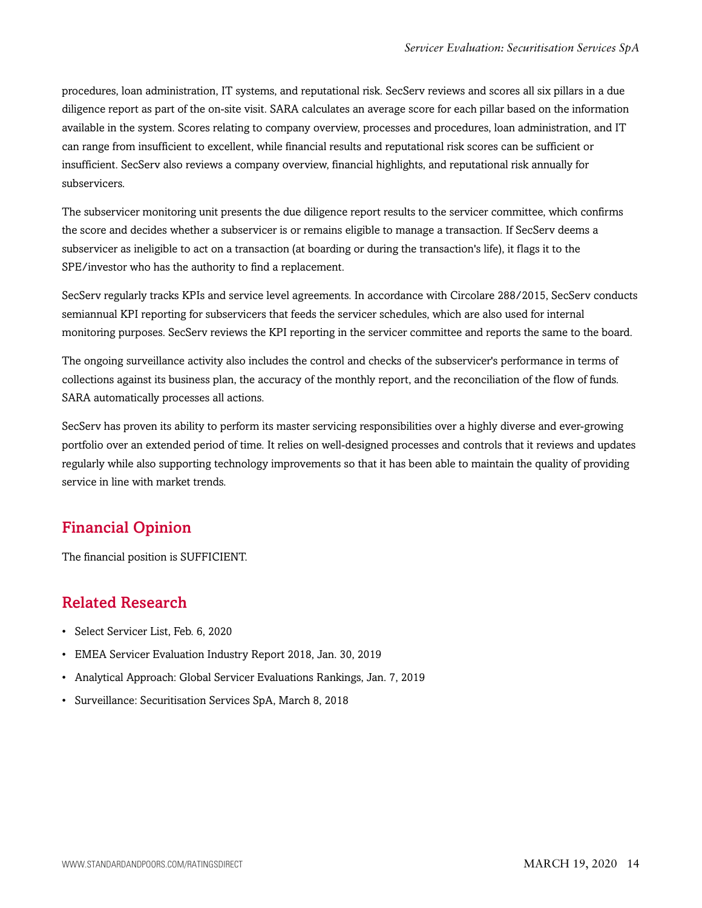procedures, loan administration, IT systems, and reputational risk. SecServ reviews and scores all six pillars in a due diligence report as part of the on-site visit. SARA calculates an average score for each pillar based on the information available in the system. Scores relating to company overview, processes and procedures, loan administration, and IT can range from insufficient to excellent, while financial results and reputational risk scores can be sufficient or insufficient. SecServ also reviews a company overview, financial highlights, and reputational risk annually for subservicers.

The subservicer monitoring unit presents the due diligence report results to the servicer committee, which confirms the score and decides whether a subservicer is or remains eligible to manage a transaction. If SecServ deems a subservicer as ineligible to act on a transaction (at boarding or during the transaction's life), it flags it to the SPE/investor who has the authority to find a replacement.

SecServ regularly tracks KPIs and service level agreements. In accordance with Circolare 288/2015, SecServ conducts semiannual KPI reporting for subservicers that feeds the servicer schedules, which are also used for internal monitoring purposes. SecServ reviews the KPI reporting in the servicer committee and reports the same to the board.

The ongoing surveillance activity also includes the control and checks of the subservicer's performance in terms of collections against its business plan, the accuracy of the monthly report, and the reconciliation of the flow of funds. SARA automatically processes all actions.

SecServ has proven its ability to perform its master servicing responsibilities over a highly diverse and ever-growing portfolio over an extended period of time. It relies on well-designed processes and controls that it reviews and updates regularly while also supporting technology improvements so that it has been able to maintain the quality of providing service in line with market trends.

## Financial Opinion

The financial position is SUFFICIENT.

## Related Research

- Select Servicer List, Feb. 6, 2020
- EMEA Servicer Evaluation Industry Report 2018, Jan. 30, 2019
- Analytical Approach: Global Servicer Evaluations Rankings, Jan. 7, 2019
- Surveillance: Securitisation Services SpA, March 8, 2018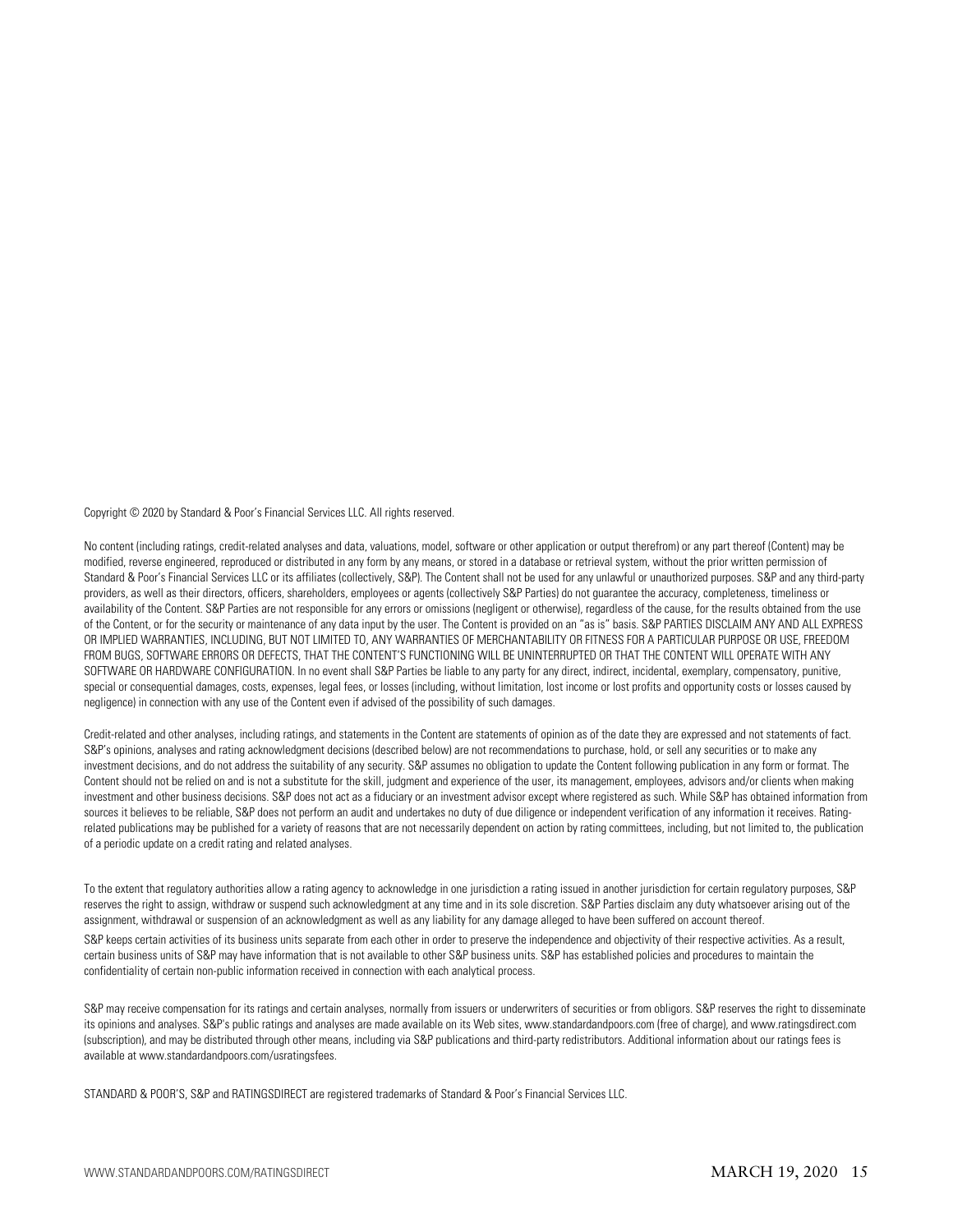Copyright © 2020 by Standard & Poor's Financial Services LLC. All rights reserved.

No content (including ratings, credit-related analyses and data, valuations, model, software or other application or output therefrom) or any part thereof (Content) may be modified, reverse engineered, reproduced or distributed in any form by any means, or stored in a database or retrieval system, without the prior written permission of Standard & Poor's Financial Services LLC or its affiliates (collectively, S&P). The Content shall not be used for any unlawful or unauthorized purposes. S&P and any third-party providers, as well as their directors, officers, shareholders, employees or agents (collectively S&P Parties) do not guarantee the accuracy, completeness, timeliness or availability of the Content. S&P Parties are not responsible for any errors or omissions (negligent or otherwise), regardless of the cause, for the results obtained from the use of the Content, or for the security or maintenance of any data input by the user. The Content is provided on an "as is" basis. S&P PARTIES DISCLAIM ANY AND ALL EXPRESS OR IMPLIED WARRANTIES, INCLUDING, BUT NOT LIMITED TO, ANY WARRANTIES OF MERCHANTABILITY OR FITNESS FOR A PARTICULAR PURPOSE OR USE, FREEDOM FROM BUGS, SOFTWARE ERRORS OR DEFECTS, THAT THE CONTENT'S FUNCTIONING WILL BE UNINTERRUPTED OR THAT THE CONTENT WILL OPERATE WITH ANY SOFTWARE OR HARDWARE CONFIGURATION. In no event shall S&P Parties be liable to any party for any direct, indirect, incidental, exemplary, compensatory, punitive, special or consequential damages, costs, expenses, legal fees, or losses (including, without limitation, lost income or lost profits and opportunity costs or losses caused by negligence) in connection with any use of the Content even if advised of the possibility of such damages.

Credit-related and other analyses, including ratings, and statements in the Content are statements of opinion as of the date they are expressed and not statements of fact. S&P's opinions, analyses and rating acknowledgment decisions (described below) are not recommendations to purchase, hold, or sell any securities or to make any investment decisions, and do not address the suitability of any security. S&P assumes no obligation to update the Content following publication in any form or format. The Content should not be relied on and is not a substitute for the skill, judgment and experience of the user, its management, employees, advisors and/or clients when making investment and other business decisions. S&P does not act as a fiduciary or an investment advisor except where registered as such. While S&P has obtained information from sources it believes to be reliable, S&P does not perform an audit and undertakes no duty of due diligence or independent verification of any information it receives. Rating-related publications may be published for a variety of reasons that are not necessarily dependent on action by rating committees, including, but not limited to, the publication of a periodic update on a credit rating and related analyses.

To the extent that regulatory authorities allow a rating agency to acknowledge in one jurisdiction a rating issued in another jurisdiction for certain regulatory purposes, S&P reserves the right to assign, withdraw or suspend such acknowledgment at any time and in its sole discretion. S&P Parties disclaim any duty whatsoever arising out of the assignment, withdrawal or suspension of an acknowledgment as well as any liability for any damage alleged to have been suffered on account thereof.

S&P keeps certain activities of its business units separate from each other in order to preserve the independence and objectivity of their respective activities. As a result, certain business units of S&P may have information that is not available to other S&P business units. S&P has established policies and procedures to maintain the confidentiality of certain non-public information received in connection with each analytical process.

S&P may receive compensation for its ratings and certain analyses, normally from issuers or underwriters of securities or from obligors. S&P reserves the right to disseminate its opinions and analyses. S&P's public ratings and analyses are made available on its Web sites, www.standardandpoors.com (free of charge), and www.ratingsdirect.com (subscription), and may be distributed through other means, including via S&P publications and third-party redistributors. Additional information about our ratings fees is available at www.standardandpoors.com/usratingsfees.

STANDARD & POOR'S, S&P and RATINGSDIRECT are registered trademarks of Standard & Poor's Financial Services LLC.